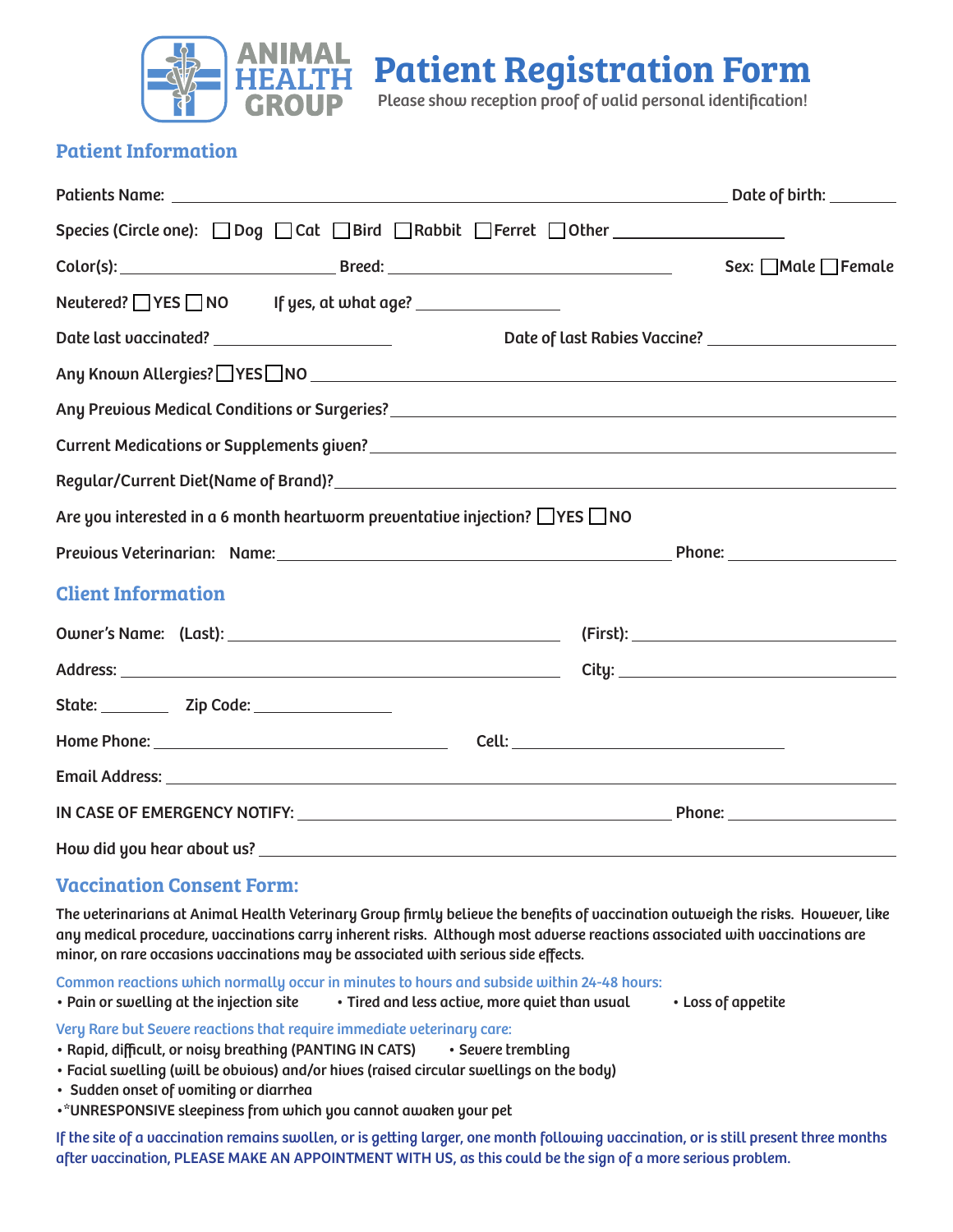# ANIMAL HEALTH GROUP

# Patient Registration Form

Please show reception proof of valid personal identification!

## Patient Information

Patients Name: ______________________________ Date of birth: ________

Species (Circle one): ☐ Dog ☐ Cat ☐ Bird ☐ Rabbit ☐ Ferret ☐ Other ____________

Color(s): ______________ Breed: ____________________ Sex: ☐ Male ☐ Female

Neutered? ☐ YES ☐ NO If yes, at what age? __________

Date last vaccinated? ____________ Date of last Rabies Vaccine? ____________

Any Known Allergies? ☐ YES ☐ NO ______________________________

Any Previous Medical Conditions or Surgeries? ______________________________

Current Medications or Supplements given? ______________________________

Regular/Current Diet(Name of Brand)? ______________________________

Are you interested in a 6 month heartworm preventative injection? ☐ YES ☐ NO

Previous Veterinarian: Name: ______________________________ Phone: ____________

## Client Information

Owner's Name: (Last): ______________________ (First): ______________________

Address: ______________________ City: ______________________

State: ______ Zip Code: __________

Home Phone: ______________________ Cell: ______________________

Email Address: ______________________________

IN CASE OF EMERGENCY NOTIFY: ______________________ Phone: ____________

How did you hear about us? ______________________________

## Vaccination Consent Form:

The veterinarians at Animal Health Veterinary Group firmly believe the benefits of vaccination outweigh the risks. However, like any medical procedure, vaccinations carry inherent risks. Although most adverse reactions associated with vaccinations are minor, on rare occasions vaccinations may be associated with serious side effects.

Common reactions which normally occur in minutes to hours and subside within 24-48 hours:

- Pain or swelling at the injection site
- Tired and less active, more quiet than usual
- Loss of appetite

Very Rare but Severe reactions that require immediate veterinary care:

- Rapid, difficult, or noisy breathing (PANTING IN CATS)
- Severe trembling
- Facial swelling (will be obvious) and/or hives (raised circular swellings on the body)
- Sudden onset of vomiting or diarrhea
- *UNRESPONSIVE sleepiness from which you cannot awaken your pet

If the site of a vaccination remains swollen, or is getting larger, one month following vaccination, or is still present three months after vaccination, PLEASE MAKE AN APPOINTMENT WITH US, as this could be the sign of a more serious problem.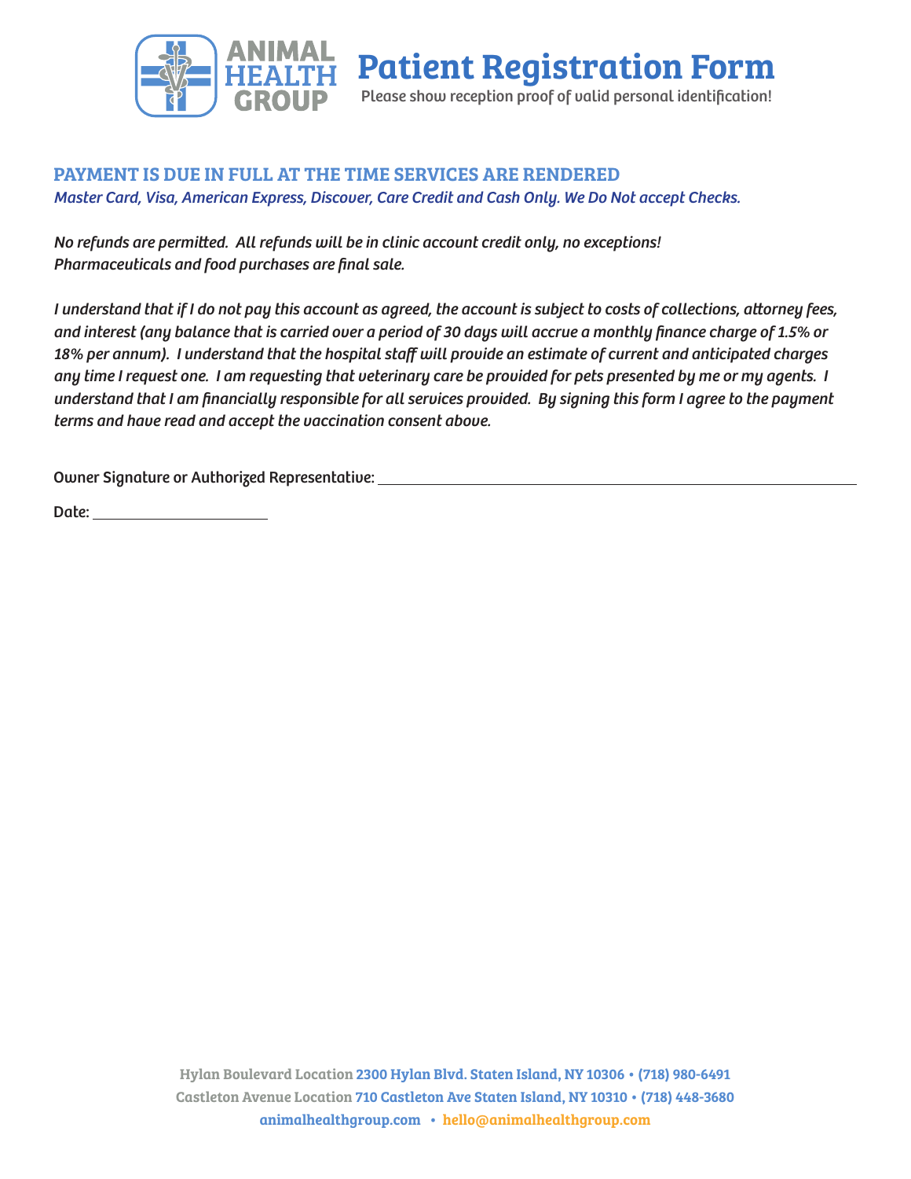# Patient Registration Form

Please show reception proof of valid personal identification!

## PAYMENT IS DUE IN FULL AT THE TIME SERVICES ARE RENDERED

*Master Card, Visa, American Express, Discover, Care Credit and Cash Only. We Do Not accept Checks.*

*No refunds are permitted. All refunds will be in clinic account credit only, no exceptions!*
*Pharmaceuticals and food purchases are final sale.*

*I understand that if I do not pay this account as agreed, the account is subject to costs of collections, attorney fees, and interest (any balance that is carried over a period of 30 days will accrue a monthly finance charge of 1.5% or 18% per annum). I understand that the hospital staff will provide an estimate of current and anticipated charges any time I request one. I am requesting that veterinary care be provided for pets presented by me or my agents. I understand that I am financially responsible for all services provided. By signing this form I agree to the payment terms and have read and accept the vaccination consent above.*

Owner Signature or Authorized Representative: ______________________________

Date: ____________

Hylan Boulevard Location 2300 Hylan Blvd. Staten Island, NY 10306 • (718) 980-6491
Castleton Avenue Location 710 Castleton Ave Staten Island, NY 10310 • (718) 448-3680
animalhealthgroup.com • hello@animalhealthgroup.com